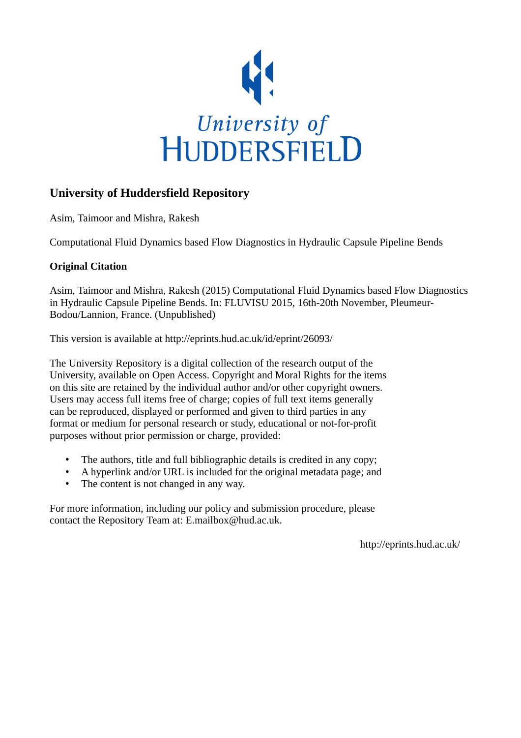University of HUDDERSFIELD

## University of Huddersfield Repository

Asim, Taimoor and Mishra, Rakesh

Computational Fluid Dynamics based Flow Diagnostics in Hydraulic Capsule Pipeline Bends

### Original Citation

Asim, Taimoor and Mishra, Rakesh (2015) Computational Fluid Dynamics based Flow Diagnostics in Hydraulic Capsule Pipeline Bends. In: FLUVISU 2015, 16th-20th November, Pleumeur-Bodou/Lannion, France. (Unpublished)

This version is available at http://eprints.hud.ac.uk/id/eprint/26093/

The University Repository is a digital collection of the research output of the University, available on Open Access. Copyright and Moral Rights for the items on this site are retained by the individual author and/or other copyright owners. Users may access full items free of charge; copies of full text items generally can be reproduced, displayed or performed and given to third parties in any format or medium for personal research or study, educational or not-for-profit purposes without prior permission or charge, provided:

- The authors, title and full bibliographic details is credited in any copy;
- A hyperlink and/or URL is included for the original metadata page; and
- The content is not changed in any way.

For more information, including our policy and submission procedure, please contact the Repository Team at: E.mailbox@hud.ac.uk.

http://eprints.hud.ac.uk/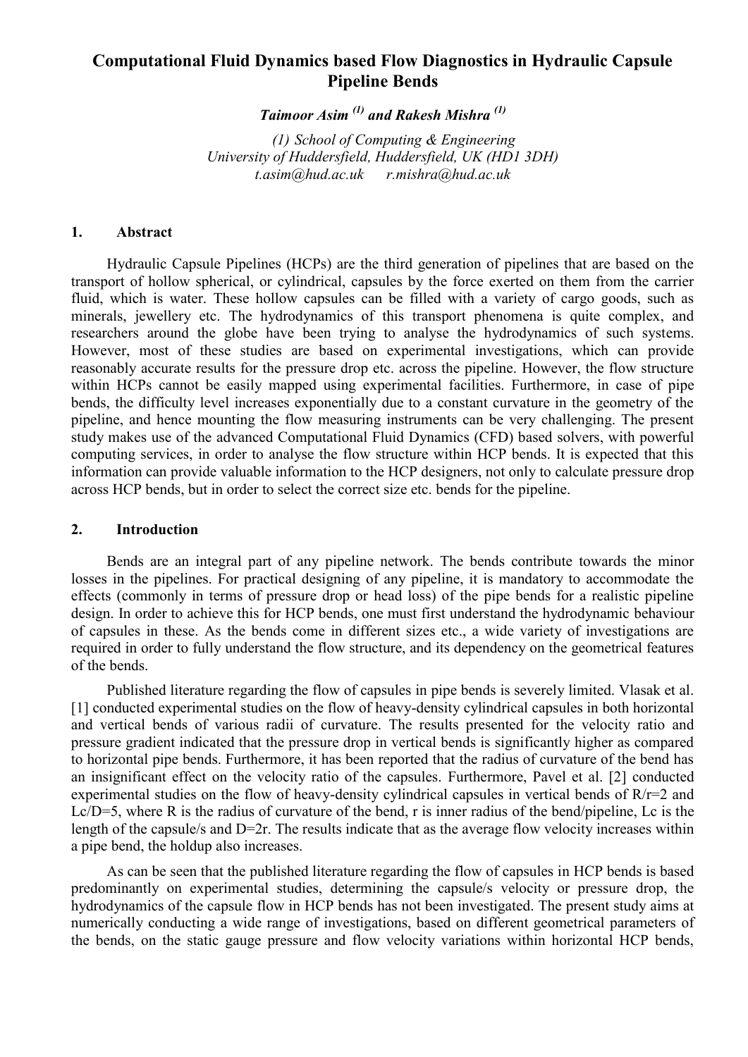# Computational Fluid Dynamics based Flow Diagnostics in Hydraulic Capsule Pipeline Bends

***Taimoor Asim*** [(1)] ***and Rakesh Mishra*** [(1)]

*(1) School of Computing & Engineering*
*University of Huddersfield, Huddersfield, UK (HD1 3DH)*
*t.asim@hud.ac.uk r.mishra@hud.ac.uk*

## 1. Abstract

Hydraulic Capsule Pipelines (HCPs) are the third generation of pipelines that are based on the transport of hollow spherical, or cylindrical, capsules by the force exerted on them from the carrier fluid, which is water. These hollow capsules can be filled with a variety of cargo goods, such as minerals, jewellery etc. The hydrodynamics of this transport phenomena is quite complex, and researchers around the globe have been trying to analyse the hydrodynamics of such systems. However, most of these studies are based on experimental investigations, which can provide reasonably accurate results for the pressure drop etc. across the pipeline. However, the flow structure within HCPs cannot be easily mapped using experimental facilities. Furthermore, in case of pipe bends, the difficulty level increases exponentially due to a constant curvature in the geometry of the pipeline, and hence mounting the flow measuring instruments can be very challenging. The present study makes use of the advanced Computational Fluid Dynamics (CFD) based solvers, with powerful computing services, in order to analyse the flow structure within HCP bends. It is expected that this information can provide valuable information to the HCP designers, not only to calculate pressure drop across HCP bends, but in order to select the correct size etc. bends for the pipeline.

## 2. Introduction

Bends are an integral part of any pipeline network. The bends contribute towards the minor losses in the pipelines. For practical designing of any pipeline, it is mandatory to accommodate the effects (commonly in terms of pressure drop or head loss) of the pipe bends for a realistic pipeline design. In order to achieve this for HCP bends, one must first understand the hydrodynamic behaviour of capsules in these. As the bends come in different sizes etc., a wide variety of investigations are required in order to fully understand the flow structure, and its dependency on the geometrical features of the bends.

Published literature regarding the flow of capsules in pipe bends is severely limited. Vlasak et al. [1] conducted experimental studies on the flow of heavy-density cylindrical capsules in both horizontal and vertical bends of various radii of curvature. The results presented for the velocity ratio and pressure gradient indicated that the pressure drop in vertical bends is significantly higher as compared to horizontal pipe bends. Furthermore, it has been reported that the radius of curvature of the bend has an insignificant effect on the velocity ratio of the capsules. Furthermore, Pavel et al. [2] conducted experimental studies on the flow of heavy-density cylindrical capsules in vertical bends of $R/r=2$ and $L_c/D=5$, where $R$ is the radius of curvature of the bend, $r$ is inner radius of the bend/pipeline, $L_c$ is the length of the capsule/s and $D=2r$. The results indicate that as the average flow velocity increases within a pipe bend, the holdup also increases.

As can be seen that the published literature regarding the flow of capsules in HCP bends is based predominantly on experimental studies, determining the capsule/s velocity or pressure drop, the hydrodynamics of the capsule flow in HCP bends has not been investigated. The present study aims at numerically conducting a wide range of investigations, based on different geometrical parameters of the bends, on the static gauge pressure and flow velocity variations within horizontal HCP bends,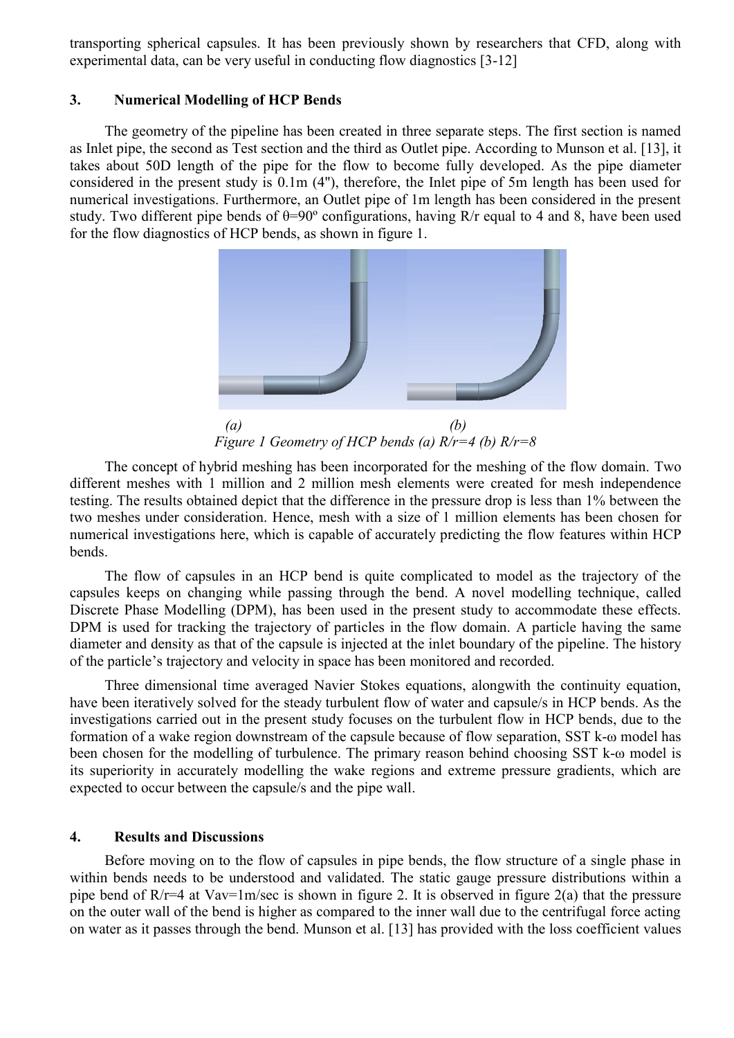transporting spherical capsules. It has been previously shown by researchers that CFD, along with experimental data, can be very useful in conducting flow diagnostics [3-12]

## 3. Numerical Modelling of HCP Bends

The geometry of the pipeline has been created in three separate steps. The first section is named as Inlet pipe, the second as Test section and the third as Outlet pipe. According to Munson et al. [13], it takes about 50D length of the pipe for the flow to become fully developed. As the pipe diameter considered in the present study is 0.1m (4"), therefore, the Inlet pipe of 5m length has been used for numerical investigations. Furthermore, an Outlet pipe of 1m length has been considered in the present study. Two different pipe bends of $\theta$=90º configurations, having R/r equal to 4 and 8, have been used for the flow diagnostics of HCP bends, as shown in figure 1.

*(a)* *(b)*

*Figure 1 Geometry of HCP bends (a) R/r=4 (b) R/r=8*

The concept of hybrid meshing has been incorporated for the meshing of the flow domain. Two different meshes with 1 million and 2 million mesh elements were created for mesh independence testing. The results obtained depict that the difference in the pressure drop is less than 1% between the two meshes under consideration. Hence, mesh with a size of 1 million elements has been chosen for numerical investigations here, which is capable of accurately predicting the flow features within HCP bends.

The flow of capsules in an HCP bend is quite complicated to model as the trajectory of the capsules keeps on changing while passing through the bend. A novel modelling technique, called Discrete Phase Modelling (DPM), has been used in the present study to accommodate these effects. DPM is used for tracking the trajectory of particles in the flow domain. A particle having the same diameter and density as that of the capsule is injected at the inlet boundary of the pipeline. The history of the particle's trajectory and velocity in space has been monitored and recorded.

Three dimensional time averaged Navier Stokes equations, alongwith the continuity equation, have been iteratively solved for the steady turbulent flow of water and capsule/s in HCP bends. As the investigations carried out in the present study focuses on the turbulent flow in HCP bends, due to the formation of a wake region downstream of the capsule because of flow separation, SST k-ω model has been chosen for the modelling of turbulence. The primary reason behind choosing SST k-ω model is its superiority in accurately modelling the wake regions and extreme pressure gradients, which are expected to occur between the capsule/s and the pipe wall.

## 4. Results and Discussions

Before moving on to the flow of capsules in pipe bends, the flow structure of a single phase in within bends needs to be understood and validated. The static gauge pressure distributions within a pipe bend of R/r=4 at $V_{av}$=1m/sec is shown in figure 2. It is observed in figure 2(a) that the pressure on the outer wall of the bend is higher as compared to the inner wall due to the centrifugal force acting on water as it passes through the bend. Munson et al. [13] has provided with the loss coefficient values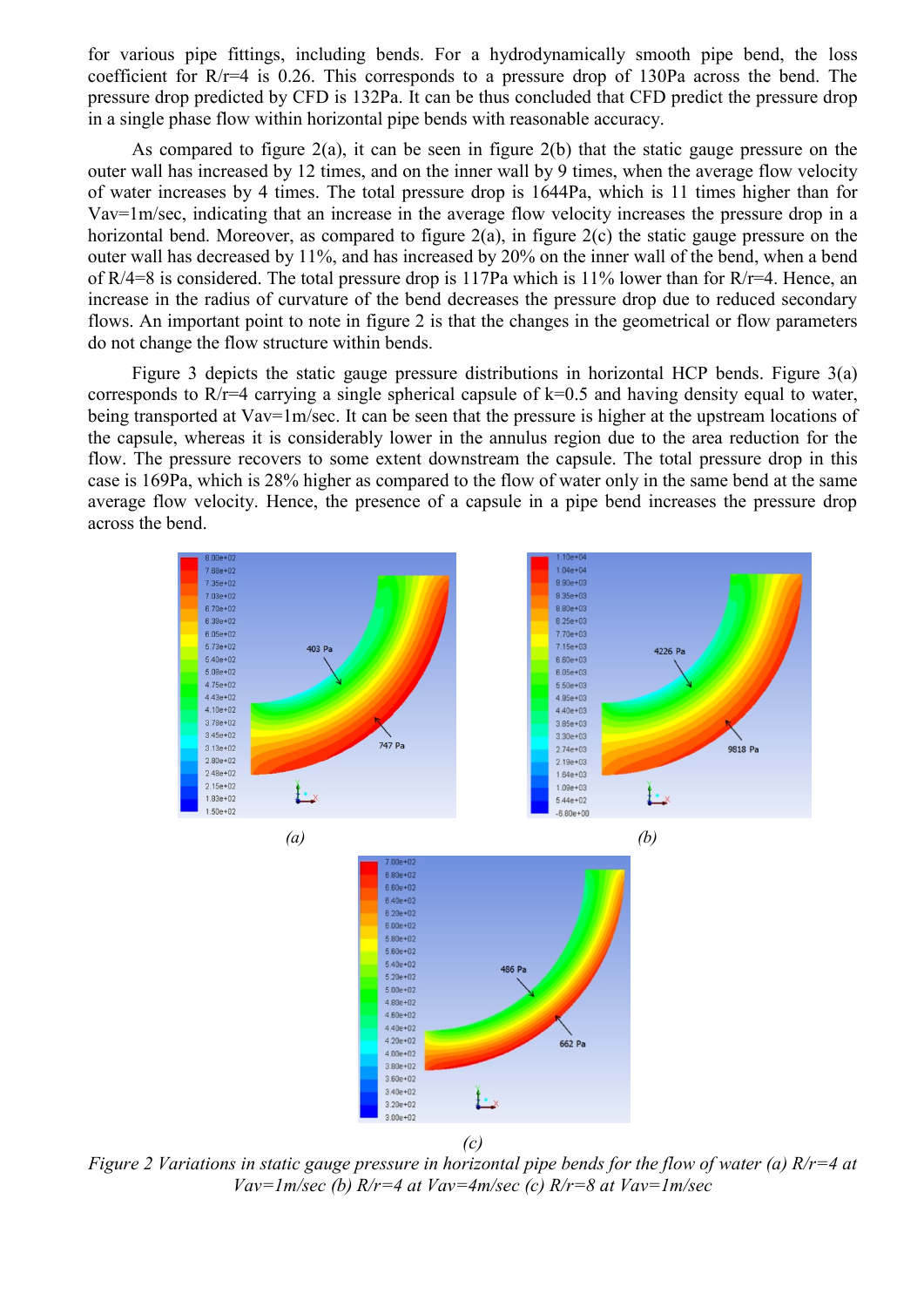for various pipe fittings, including bends. For a hydrodynamically smooth pipe bend, the loss coefficient for R/r=4 is 0.26. This corresponds to a pressure drop of 130Pa across the bend. The pressure drop predicted by CFD is 132Pa. It can be thus concluded that CFD predict the pressure drop in a single phase flow within horizontal pipe bends with reasonable accuracy.

As compared to figure 2(a), it can be seen in figure 2(b) that the static gauge pressure on the outer wall has increased by 12 times, and on the inner wall by 9 times, when the average flow velocity of water increases by 4 times. The total pressure drop is 1644Pa, which is 11 times higher than for Vav=1m/sec, indicating that an increase in the average flow velocity increases the pressure drop in a horizontal bend. Moreover, as compared to figure 2(a), in figure 2(c) the static gauge pressure on the outer wall has decreased by 11%, and has increased by 20% on the inner wall of the bend, when a bend of R/4=8 is considered. The total pressure drop is 117Pa which is 11% lower than for R/r=4. Hence, an increase in the radius of curvature of the bend decreases the pressure drop due to reduced secondary flows. An important point to note in figure 2 is that the changes in the geometrical or flow parameters do not change the flow structure within bends.

Figure 3 depicts the static gauge pressure distributions in horizontal HCP bends. Figure 3(a) corresponds to R/r=4 carrying a single spherical capsule of k=0.5 and having density equal to water, being transported at Vav=1m/sec. It can be seen that the pressure is higher at the upstream locations of the capsule, whereas it is considerably lower in the annulus region due to the area reduction for the flow. The pressure recovers to some extent downstream the capsule. The total pressure drop in this case is 169Pa, which is 28% higher as compared to the flow of water only in the same bend at the same average flow velocity. Hence, the presence of a capsule in a pipe bend increases the pressure drop across the bend.

(a)

(b)

(c)

*Figure 2 Variations in static gauge pressure in horizontal pipe bends for the flow of water (a) R/r=4 at Vav=1m/sec (b) R/r=4 at Vav=4m/sec (c) R/r=8 at Vav=1m/sec*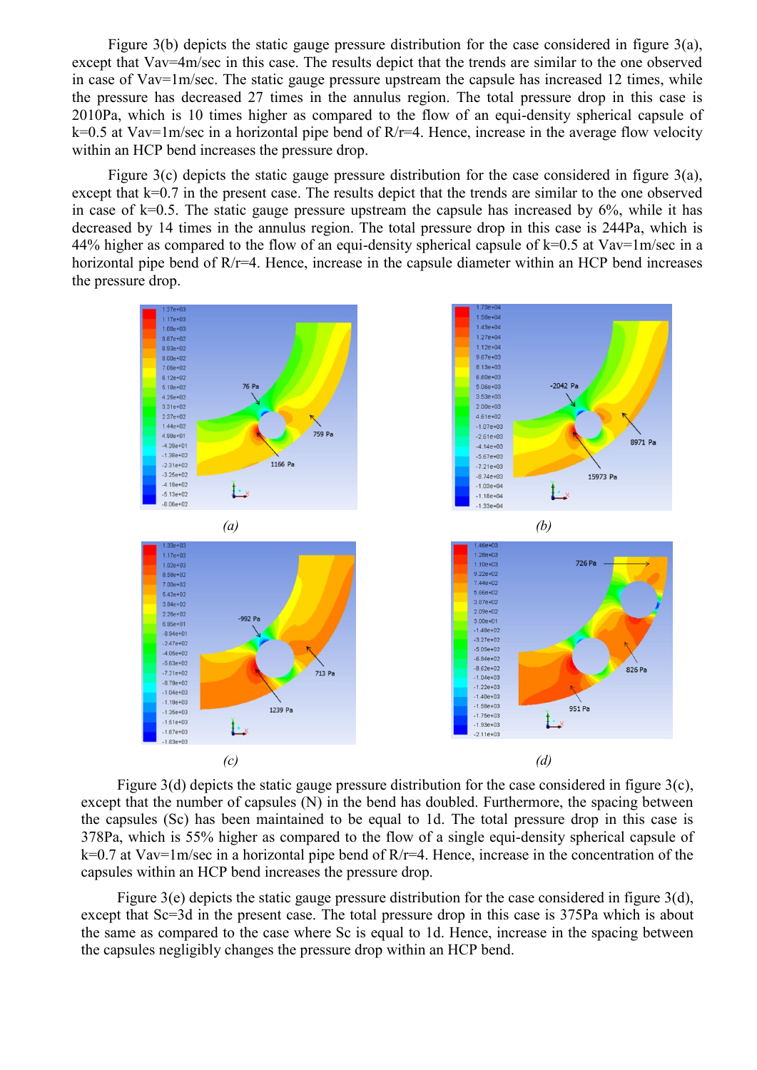Figure 3(b) depicts the static gauge pressure distribution for the case considered in figure 3(a), except that Vav=4m/sec in this case. The results depict that the trends are similar to the one observed in case of Vav=1m/sec. The static gauge pressure upstream the capsule has increased 12 times, while the pressure has decreased 27 times in the annulus region. The total pressure drop in this case is 2010Pa, which is 10 times higher as compared to the flow of an equi-density spherical capsule of k=0.5 at Vav=1m/sec in a horizontal pipe bend of R/r=4. Hence, increase in the average flow velocity within an HCP bend increases the pressure drop.

Figure 3(c) depicts the static gauge pressure distribution for the case considered in figure 3(a), except that k=0.7 in the present case. The results depict that the trends are similar to the one observed in case of k=0.5. The static gauge pressure upstream the capsule has increased by 6%, while it has decreased by 14 times in the annulus region. The total pressure drop in this case is 244Pa, which is 44% higher as compared to the flow of an equi-density spherical capsule of k=0.5 at Vav=1m/sec in a horizontal pipe bend of R/r=4. Hence, increase in the capsule diameter within an HCP bend increases the pressure drop.

(a)

(b)

(c)

(d)

Figure 3(d) depicts the static gauge pressure distribution for the case considered in figure 3(c), except that the number of capsules (N) in the bend has doubled. Furthermore, the spacing between the capsules (Sc) has been maintained to be equal to 1d. The total pressure drop in this case is 378Pa, which is 55% higher as compared to the flow of a single equi-density spherical capsule of k=0.7 at Vav=1m/sec in a horizontal pipe bend of R/r=4. Hence, increase in the concentration of the capsules within an HCP bend increases the pressure drop.

Figure 3(e) depicts the static gauge pressure distribution for the case considered in figure 3(d), except that Sc=3d in the present case. The total pressure drop in this case is 375Pa which is about the same as compared to the case where Sc is equal to 1d. Hence, increase in the spacing between the capsules negligibly changes the pressure drop within an HCP bend.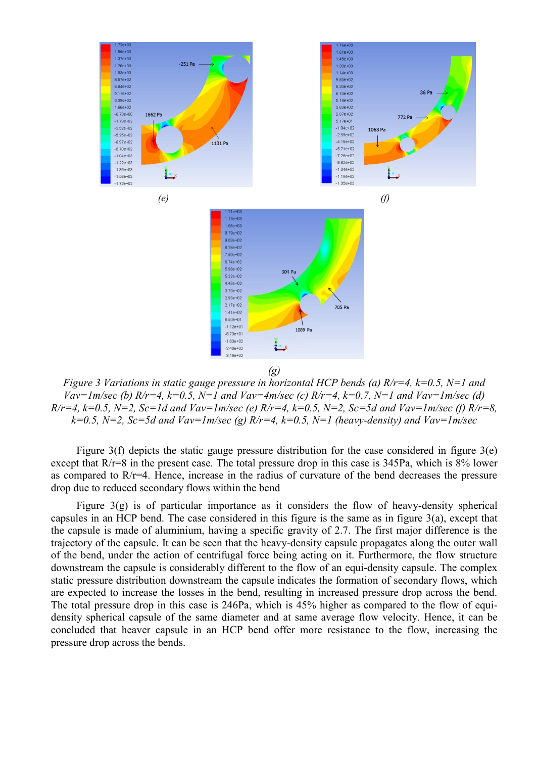(e)

(f)

(g)

*Figure 3 Variations in static gauge pressure in horizontal HCP bends (a) R/r=4, k=0.5, N=1 and Vav=1m/sec (b) R/r=4, k=0.5, N=1 and Vav=4m/sec (c) R/r=4, k=0.7, N=1 and Vav=1m/sec (d) R/r=4, k=0.5, N=2, Sc=1d and Vav=1m/sec (e) R/r=4, k=0.5, N=2, Sc=5d and Vav=1m/sec (f) R/r=8, k=0.5, N=2, Sc=5d and Vav=1m/sec (g) R/r=4, k=0.5, N=1 (heavy-density) and Vav=1m/sec*

Figure 3(f) depicts the static gauge pressure distribution for the case considered in figure 3(e) except that R/r=8 in the present case. The total pressure drop in this case is 345Pa, which is 8% lower as compared to R/r=4. Hence, increase in the radius of curvature of the bend decreases the pressure drop due to reduced secondary flows within the bend

Figure 3(g) is of particular importance as it considers the flow of heavy-density spherical capsules in an HCP bend. The case considered in this figure is the same as in figure 3(a), except that the capsule is made of aluminium, having a specific gravity of 2.7. The first major difference is the trajectory of the capsule. It can be seen that the heavy-density capsule propagates along the outer wall of the bend, under the action of centrifugal force being acting on it. Furthermore, the flow structure downstream the capsule is considerably different to the flow of an equi-density capsule. The complex static pressure distribution downstream the capsule indicates the formation of secondary flows, which are expected to increase the losses in the bend, resulting in increased pressure drop across the bend. The total pressure drop in this case is 246Pa, which is 45% higher as compared to the flow of equi-density spherical capsule of the same diameter and at same average flow velocity. Hence, it can be concluded that heaver capsule in an HCP bend offer more resistance to the flow, increasing the pressure drop across the bends.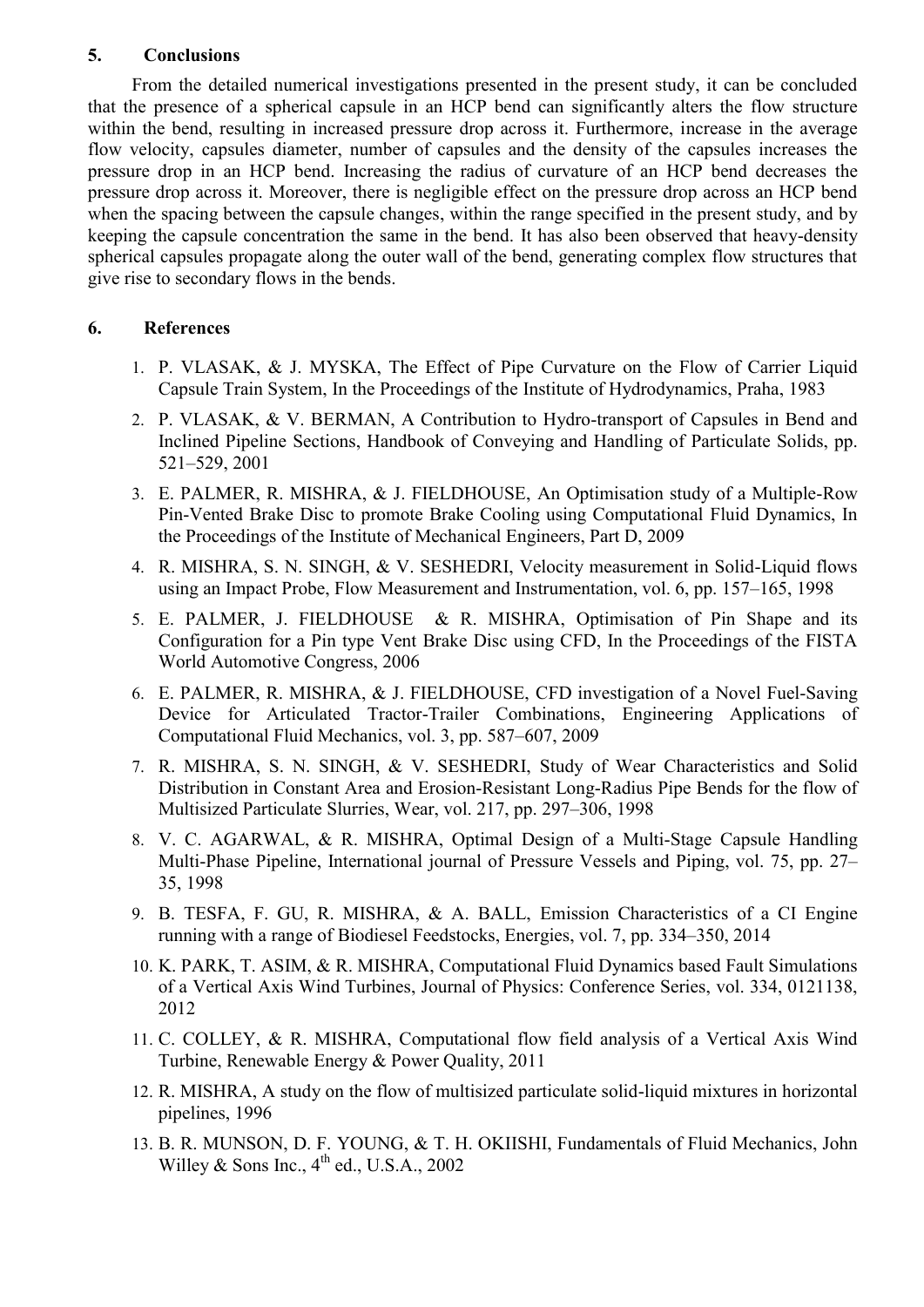## 5. Conclusions

From the detailed numerical investigations presented in the present study, it can be concluded that the presence of a spherical capsule in an HCP bend can significantly alters the flow structure within the bend, resulting in increased pressure drop across it. Furthermore, increase in the average flow velocity, capsules diameter, number of capsules and the density of the capsules increases the pressure drop in an HCP bend. Increasing the radius of curvature of an HCP bend decreases the pressure drop across it. Moreover, there is negligible effect on the pressure drop across an HCP bend when the spacing between the capsule changes, within the range specified in the present study, and by keeping the capsule concentration the same in the bend. It has also been observed that heavy-density spherical capsules propagate along the outer wall of the bend, generating complex flow structures that give rise to secondary flows in the bends.

## 6. References

1. P. VLASAK, & J. MYSKA, The Effect of Pipe Curvature on the Flow of Carrier Liquid Capsule Train System, In the Proceedings of the Institute of Hydrodynamics, Praha, 1983
2. P. VLASAK, & V. BERMAN, A Contribution to Hydro-transport of Capsules in Bend and Inclined Pipeline Sections, Handbook of Conveying and Handling of Particulate Solids, pp. 521–529, 2001
3. E. PALMER, R. MISHRA, & J. FIELDHOUSE, An Optimisation study of a Multiple-Row Pin-Vented Brake Disc to promote Brake Cooling using Computational Fluid Dynamics, In the Proceedings of the Institute of Mechanical Engineers, Part D, 2009
4. R. MISHRA, S. N. SINGH, & V. SESHEDRI, Velocity measurement in Solid-Liquid flows using an Impact Probe, Flow Measurement and Instrumentation, vol. 6, pp. 157–165, 1998
5. E. PALMER, J. FIELDHOUSE & R. MISHRA, Optimisation of Pin Shape and its Configuration for a Pin type Vent Brake Disc using CFD, In the Proceedings of the FISTA World Automotive Congress, 2006
6. E. PALMER, R. MISHRA, & J. FIELDHOUSE, CFD investigation of a Novel Fuel-Saving Device for Articulated Tractor-Trailer Combinations, Engineering Applications of Computational Fluid Mechanics, vol. 3, pp. 587–607, 2009
7. R. MISHRA, S. N. SINGH, & V. SESHEDRI, Study of Wear Characteristics and Solid Distribution in Constant Area and Erosion-Resistant Long-Radius Pipe Bends for the flow of Multisized Particulate Slurries, Wear, vol. 217, pp. 297–306, 1998
8. V. C. AGARWAL, & R. MISHRA, Optimal Design of a Multi-Stage Capsule Handling Multi-Phase Pipeline, International journal of Pressure Vessels and Piping, vol. 75, pp. 27–35, 1998
9. B. TESFA, F. GU, R. MISHRA, & A. BALL, Emission Characteristics of a CI Engine running with a range of Biodiesel Feedstocks, Energies, vol. 7, pp. 334–350, 2014
10. K. PARK, T. ASIM, & R. MISHRA, Computational Fluid Dynamics based Fault Simulations of a Vertical Axis Wind Turbines, Journal of Physics: Conference Series, vol. 334, 0121138, 2012
11. C. COLLEY, & R. MISHRA, Computational flow field analysis of a Vertical Axis Wind Turbine, Renewable Energy & Power Quality, 2011
12. R. MISHRA, A study on the flow of multisized particulate solid-liquid mixtures in horizontal pipelines, 1996
13. B. R. MUNSON, D. F. YOUNG, & T. H. OKIISHI, Fundamentals of Fluid Mechanics, John Willey & Sons Inc., 4th ed., U.S.A., 2002